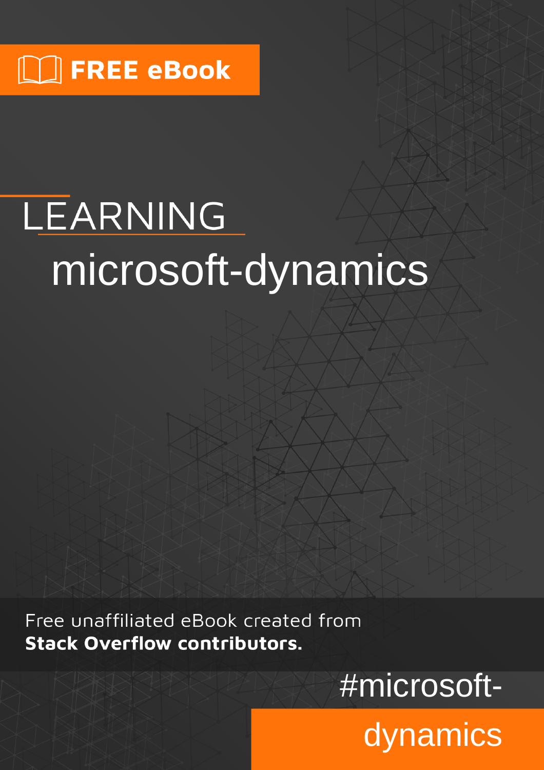FREE eBook

# LEARNING

# microsoft-dynamics

Free unaffiliated eBook created from
**Stack Overflow contributors.**

#microsoft-dynamics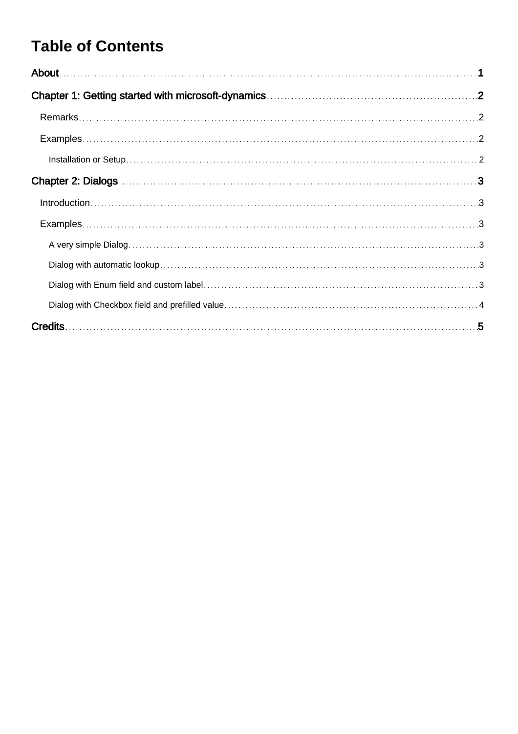# Table of Contents

About ... 1

Chapter 1: Getting started with microsoft-dynamics ... 2

- Remarks ... 2
- Examples ... 2
  - Installation or Setup ... 2

Chapter 2: Dialogs ... 3

- Introduction ... 3
- Examples ... 3
  - A very simple Dialog ... 3
  - Dialog with automatic lookup ... 3
  - Dialog with Enum field and custom label ... 3
  - Dialog with Checkbox field and prefilled value ... 4

Credits ... 5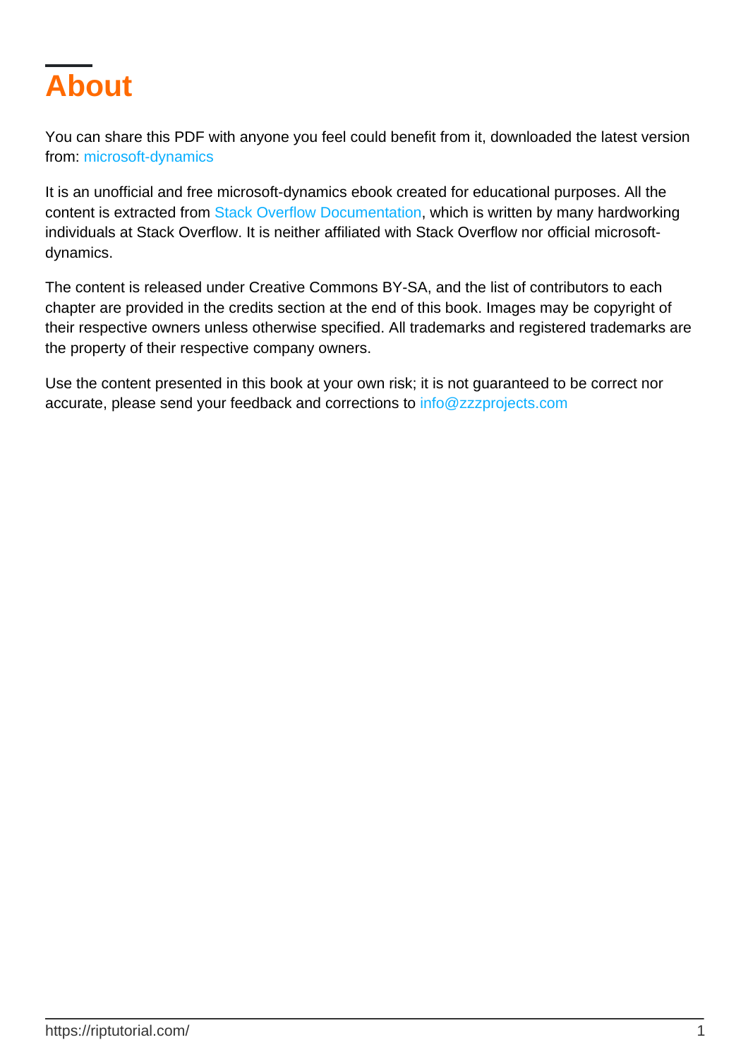# About

You can share this PDF with anyone you feel could benefit from it, downloaded the latest version from: microsoft-dynamics

It is an unofficial and free microsoft-dynamics ebook created for educational purposes. All the content is extracted from Stack Overflow Documentation, which is written by many hardworking individuals at Stack Overflow. It is neither affiliated with Stack Overflow nor official microsoft-dynamics.

The content is released under Creative Commons BY-SA, and the list of contributors to each chapter are provided in the credits section at the end of this book. Images may be copyright of their respective owners unless otherwise specified. All trademarks and registered trademarks are the property of their respective company owners.

Use the content presented in this book at your own risk; it is not guaranteed to be correct nor accurate, please send your feedback and corrections to info@zzzprojects.com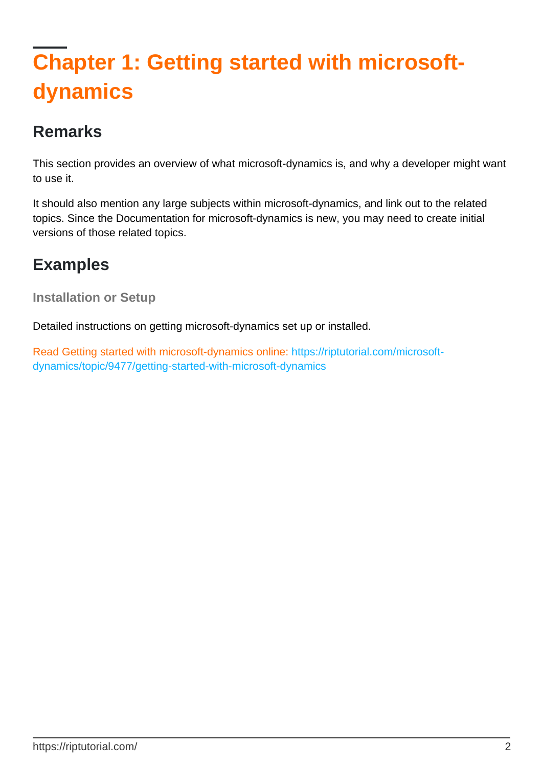# Chapter 1: Getting started with microsoft-dynamics

## Remarks

This section provides an overview of what microsoft-dynamics is, and why a developer might want to use it.

It should also mention any large subjects within microsoft-dynamics, and link out to the related topics. Since the Documentation for microsoft-dynamics is new, you may need to create initial versions of those related topics.

## Examples

### Installation or Setup

Detailed instructions on getting microsoft-dynamics set up or installed.

Read Getting started with microsoft-dynamics online: https://riptutorial.com/microsoft-dynamics/topic/9477/getting-started-with-microsoft-dynamics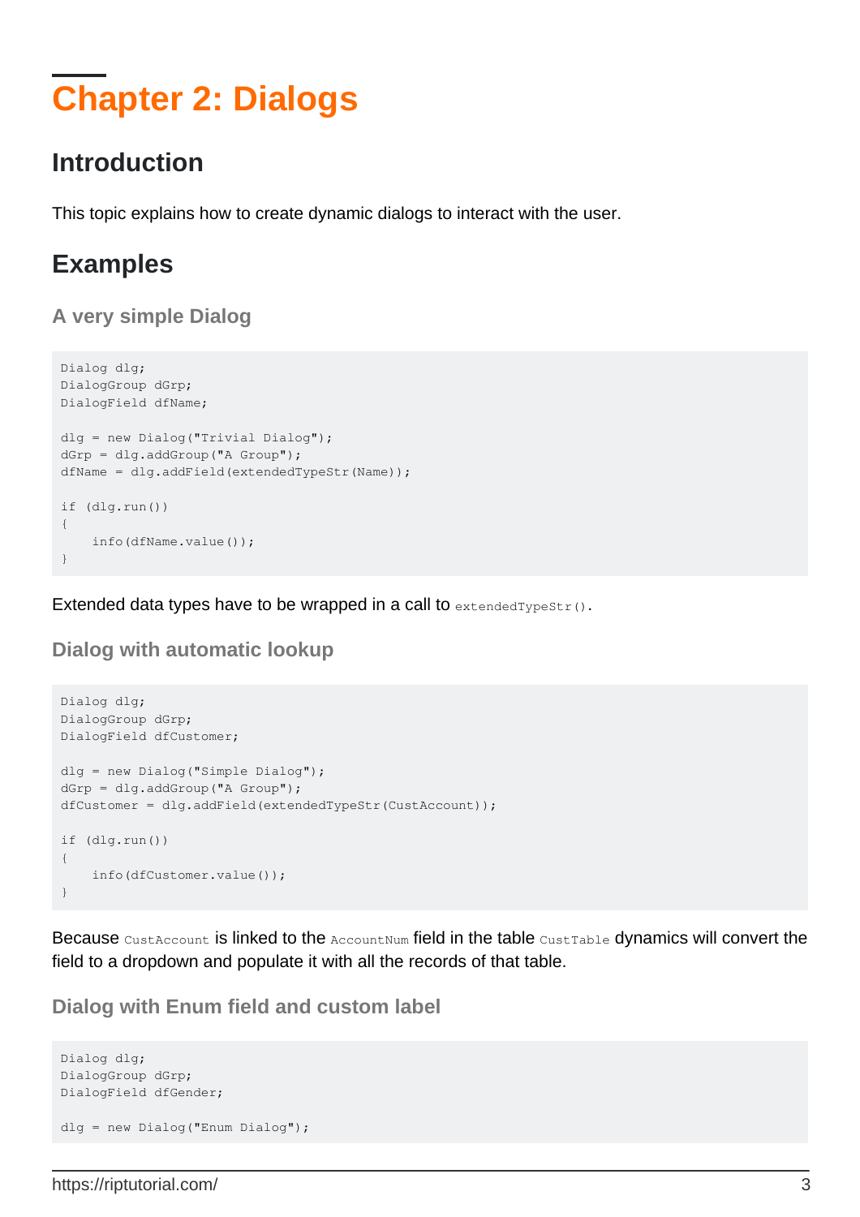# Chapter 2: Dialogs

## Introduction

This topic explains how to create dynamic dialogs to interact with the user.

## Examples

### A very simple Dialog

```
Dialog dlg;
DialogGroup dGrp;
DialogField dfName;

dlg = new Dialog("Trivial Dialog");
dGrp = dlg.addGroup("A Group");
dfName = dlg.addField(extendedTypeStr(Name));

if (dlg.run())
{
    info(dfName.value());
}
```

Extended data types have to be wrapped in a call to `extendedTypeStr()`.

### Dialog with automatic lookup

```
Dialog dlg;
DialogGroup dGrp;
DialogField dfCustomer;

dlg = new Dialog("Simple Dialog");
dGrp = dlg.addGroup("A Group");
dfCustomer = dlg.addField(extendedTypeStr(CustAccount));

if (dlg.run())
{
    info(dfCustomer.value());
}
```

Because `CustAccount` is linked to the `AccountNum` field in the table `CustTable` dynamics will convert the field to a dropdown and populate it with all the records of that table.

### Dialog with Enum field and custom label

```
Dialog dlg;
DialogGroup dGrp;
DialogField dfGender;

dlg = new Dialog("Enum Dialog");
```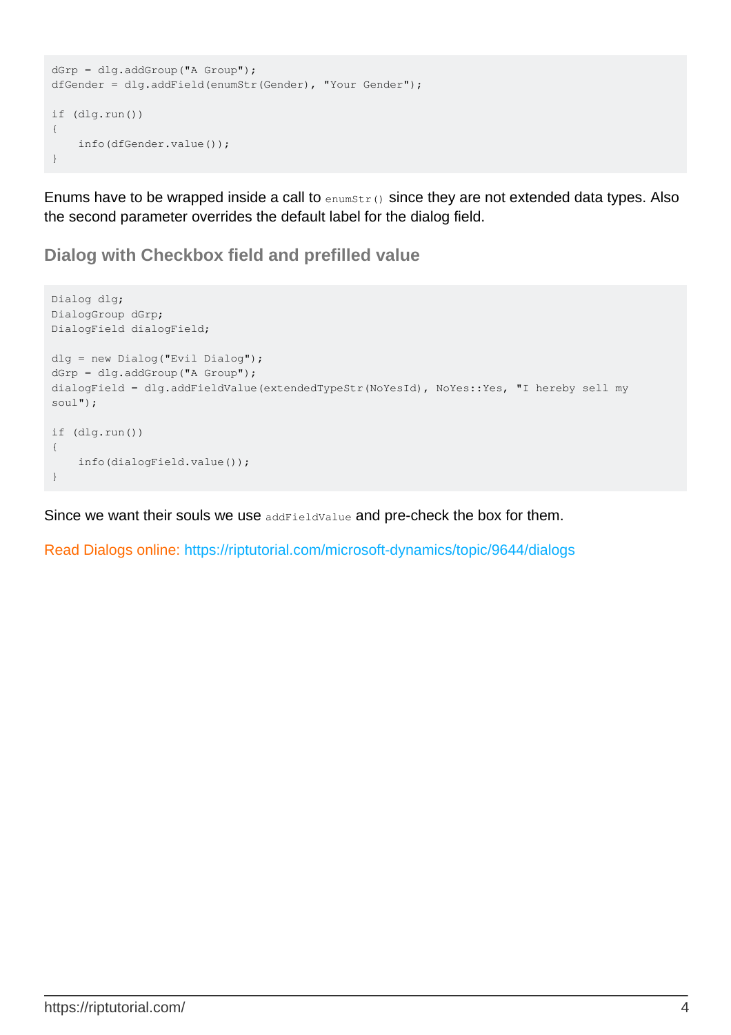```
dGrp = dlg.addGroup("A Group");
dfGender = dlg.addField(enumStr(Gender), "Your Gender");

if (dlg.run())
{
    info(dfGender.value());
}
```

Enums have to be wrapped inside a call to `enumStr()` since they are not extended data types. Also the second parameter overrides the default label for the dialog field.

### Dialog with Checkbox field and prefilled value

```
Dialog dlg;
DialogGroup dGrp;
DialogField dialogField;

dlg = new Dialog("Evil Dialog");
dGrp = dlg.addGroup("A Group");
dialogField = dlg.addFieldValue(extendedTypeStr(NoYesId), NoYes::Yes, "I hereby sell my
soul");

if (dlg.run())
{
    info(dialogField.value());
}
```

Since we want their souls we use `addFieldValue` and pre-check the box for them.

Read Dialogs online: https://riptutorial.com/microsoft-dynamics/topic/9644/dialogs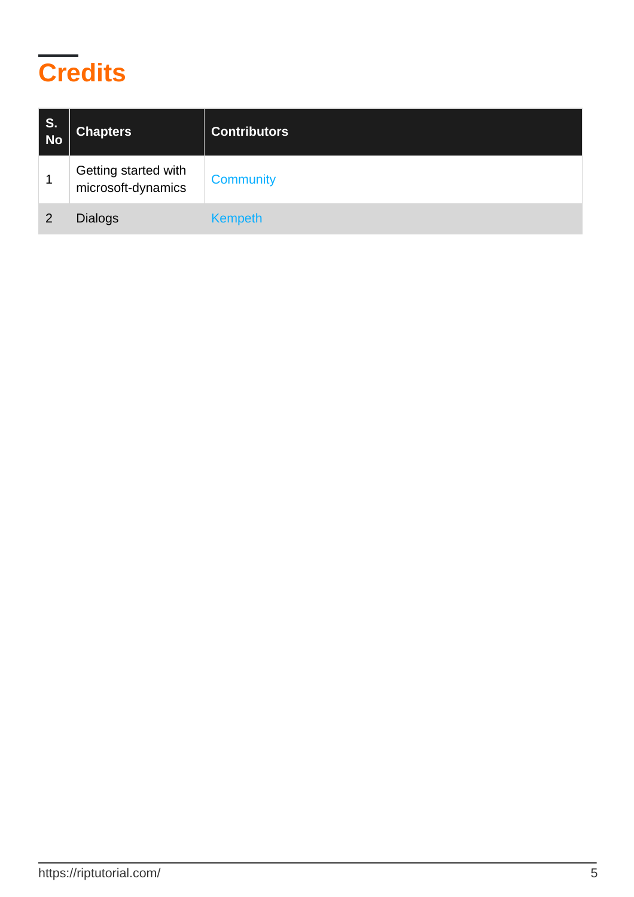# Credits

| S. No | Chapters | Contributors |
|---|---|---|
| 1 | Getting started with microsoft-dynamics | Community |
| 2 | Dialogs | Kempeth |